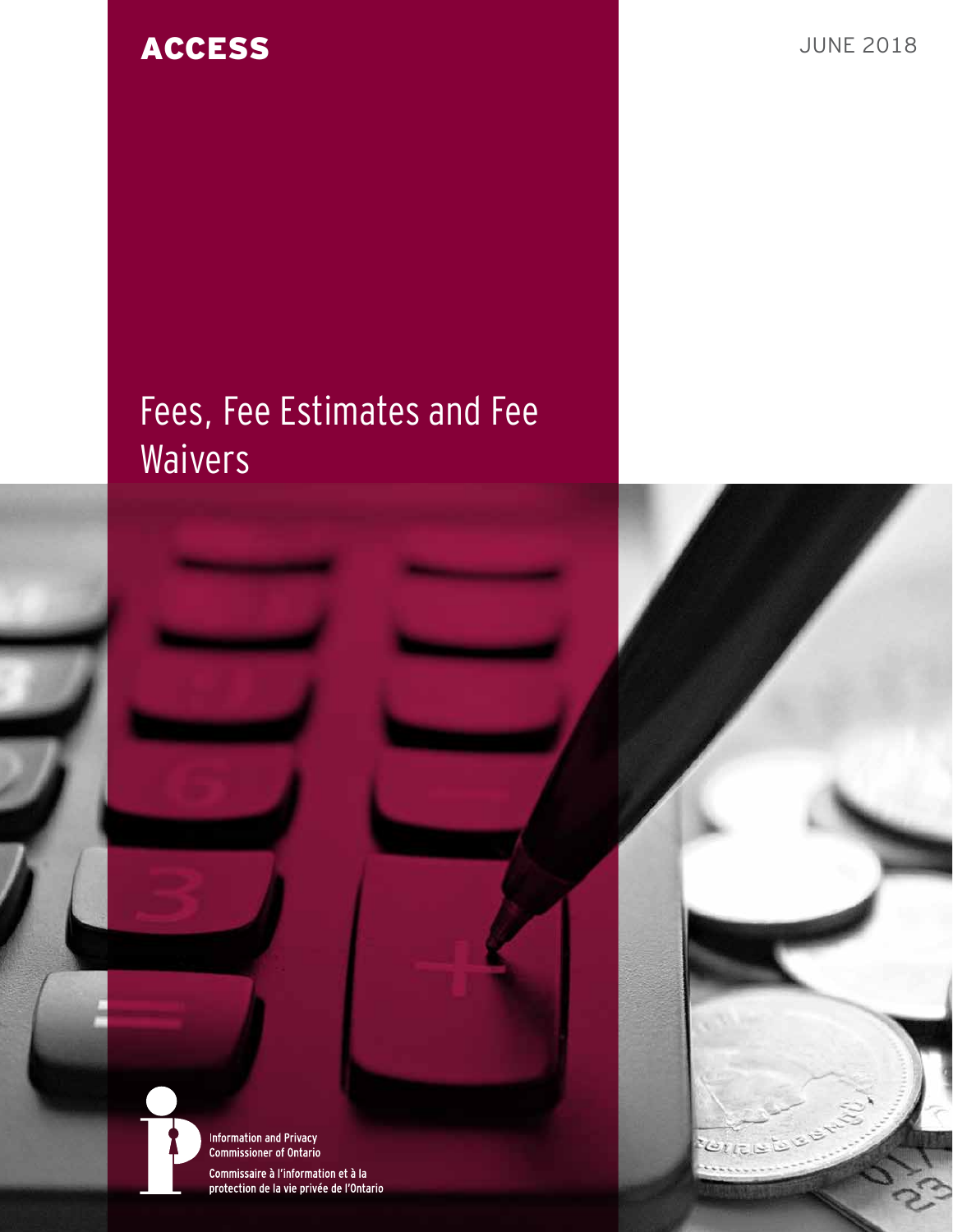ACCESS

JUNE 2018

# Fees, Fee Estimates and Fee Waivers

Information and Privacy Commissioner of Ontario

Commissaire à l'information et à la protection de la vie privée de l'Ontario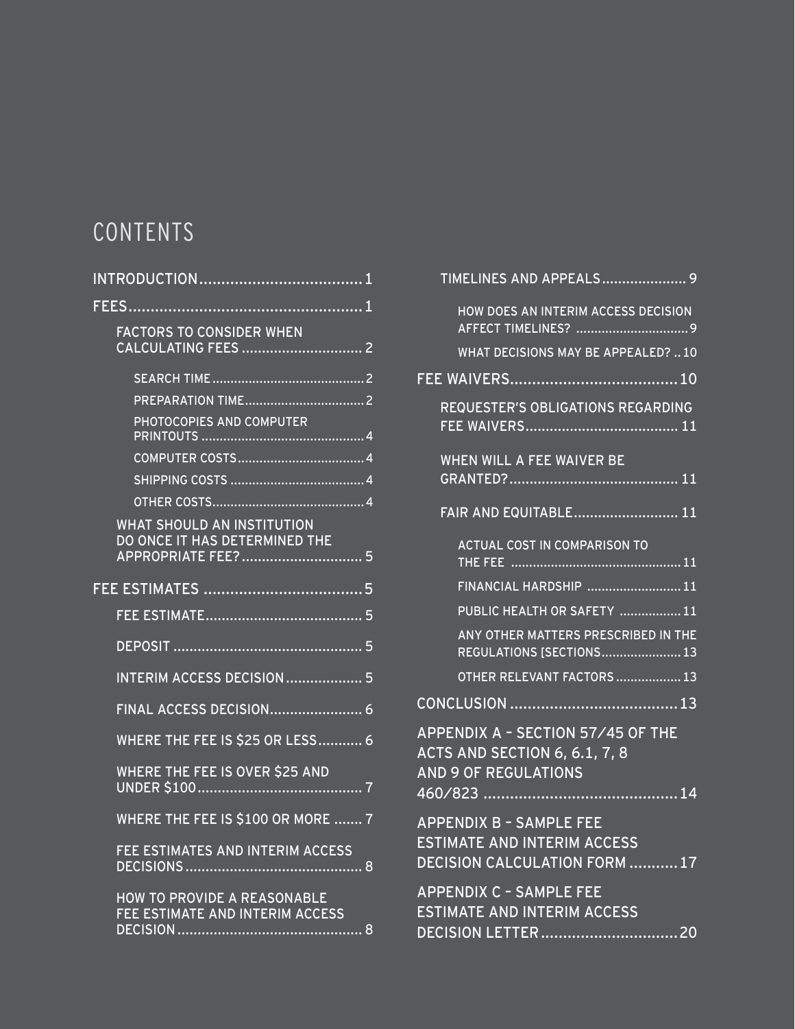# CONTENTS

- INTRODUCTION .................................... 1
- FEES .................................................... 1
  - FACTORS TO CONSIDER WHEN CALCULATING FEES ............................. 2
    - SEARCH TIME .......................................... 2
    - PREPARATION TIME ................................ 2
    - PHOTOCOPIES AND COMPUTER PRINTOUTS ............................................. 4
    - COMPUTER COSTS .................................. 4
    - SHIPPING COSTS .................................... 4
    - OTHER COSTS ......................................... 4
  - WHAT SHOULD AN INSTITUTION DO ONCE IT HAS DETERMINED THE APPROPRIATE FEE? ............................. 5
- FEE ESTIMATES ................................... 5
  - FEE ESTIMATE ...................................... 5
  - DEPOSIT ............................................. 5
  - INTERIM ACCESS DECISION ................... 5
  - FINAL ACCESS DECISION ...................... 6
  - WHERE THE FEE IS $25 OR LESS ........... 6
  - WHERE THE FEE IS OVER $25 AND UNDER $100 ......................................... 7
  - WHERE THE FEE IS $100 OR MORE ....... 7
  - FEE ESTIMATES AND INTERIM ACCESS DECISIONS ........................................... 8
  - HOW TO PROVIDE A REASONABLE FEE ESTIMATE AND INTERIM ACCESS DECISION ............................................. 8
  - TIMELINES AND APPEALS .................... 9
    - HOW DOES AN INTERIM ACCESS DECISION AFFECT TIMELINES? .............................. 9
    - WHAT DECISIONS MAY BE APPEALED? .. 10
- FEE WAIVERS ..................................... 10
  - REQUESTER'S OBLIGATIONS REGARDING FEE WAIVERS ..................................... 11
  - WHEN WILL A FEE WAIVER BE GRANTED? ......................................... 11
  - FAIR AND EQUITABLE ......................... 11
    - ACTUAL COST IN COMPARISON TO THE FEE .............................................. 11
    - FINANCIAL HARDSHIP .......................... 11
    - PUBLIC HEALTH OR SAFETY ................. 11
    - ANY OTHER MATTERS PRESCRIBED IN THE REGULATIONS [SECTIONS ...................... 13
    - OTHER RELEVANT FACTORS .................. 13
- CONCLUSION ..................................... 13
- APPENDIX A – SECTION 57/45 OF THE ACTS AND SECTION 6, 6.1, 7, 8 AND 9 OF REGULATIONS 460/823 ............................................ 14
- APPENDIX B – SAMPLE FEE ESTIMATE AND INTERIM ACCESS DECISION CALCULATION FORM ........... 17
- APPENDIX C – SAMPLE FEE ESTIMATE AND INTERIM ACCESS DECISION LETTER ............................... 20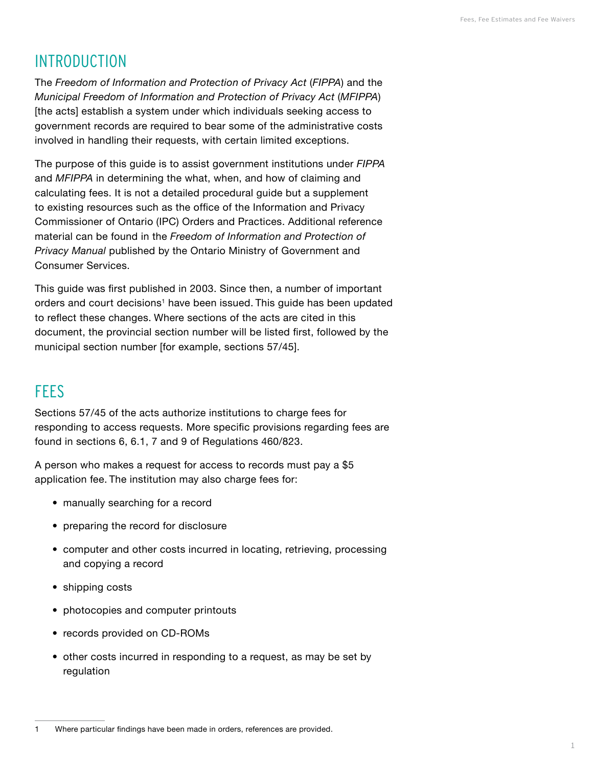## INTRODUCTION

The *Freedom of Information and Protection of Privacy Act* (*FIPPA*) and the *Municipal Freedom of Information and Protection of Privacy Act* (*MFIPPA*) [the acts] establish a system under which individuals seeking access to government records are required to bear some of the administrative costs involved in handling their requests, with certain limited exceptions.

The purpose of this guide is to assist government institutions under *FIPPA* and *MFIPPA* in determining the what, when, and how of claiming and calculating fees. It is not a detailed procedural guide but a supplement to existing resources such as the office of the Information and Privacy Commissioner of Ontario (IPC) Orders and Practices. Additional reference material can be found in the *Freedom of Information and Protection of Privacy Manual* published by the Ontario Ministry of Government and Consumer Services.

This guide was first published in 2003. Since then, a number of important orders and court decisions[1] have been issued. This guide has been updated to reflect these changes. Where sections of the acts are cited in this document, the provincial section number will be listed first, followed by the municipal section number [for example, sections 57/45].

## FEES

Sections 57/45 of the acts authorize institutions to charge fees for responding to access requests. More specific provisions regarding fees are found in sections 6, 6.1, 7 and 9 of Regulations 460/823.

A person who makes a request for access to records must pay a $5 application fee. The institution may also charge fees for:

- manually searching for a record
- preparing the record for disclosure
- computer and other costs incurred in locating, retrieving, processing and copying a record
- shipping costs
- photocopies and computer printouts
- records provided on CD-ROMs
- other costs incurred in responding to a request, as may be set by regulation

---

1 Where particular findings have been made in orders, references are provided.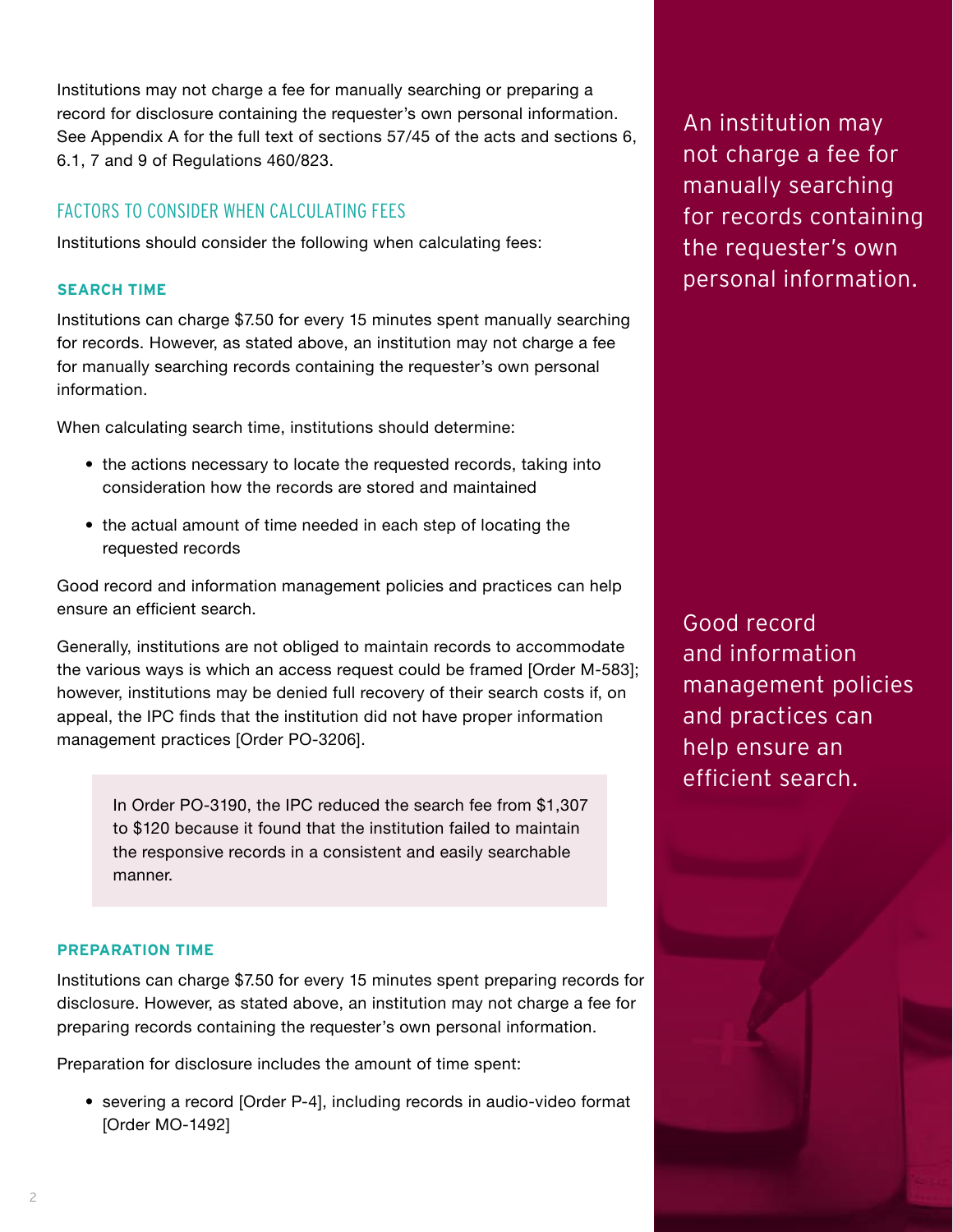Institutions may not charge a fee for manually searching or preparing a record for disclosure containing the requester's own personal information. See Appendix A for the full text of sections 57/45 of the acts and sections 6, 6.1, 7 and 9 of Regulations 460/823.

## FACTORS TO CONSIDER WHEN CALCULATING FEES

Institutions should consider the following when calculating fees:

### SEARCH TIME

Institutions can charge $7.50 for every 15 minutes spent manually searching for records. However, as stated above, an institution may not charge a fee for manually searching records containing the requester's own personal information.

When calculating search time, institutions should determine:

- the actions necessary to locate the requested records, taking into consideration how the records are stored and maintained
- the actual amount of time needed in each step of locating the requested records

Good record and information management policies and practices can help ensure an efficient search.

Generally, institutions are not obliged to maintain records to accommodate the various ways is which an access request could be framed [Order M-583]; however, institutions may be denied full recovery of their search costs if, on appeal, the IPC finds that the institution did not have proper information management practices [Order PO-3206].

> In Order PO-3190, the IPC reduced the search fee from $1,307 to $120 because it found that the institution failed to maintain the responsive records in a consistent and easily searchable manner.

### PREPARATION TIME

Institutions can charge $7.50 for every 15 minutes spent preparing records for disclosure. However, as stated above, an institution may not charge a fee for preparing records containing the requester's own personal information.

Preparation for disclosure includes the amount of time spent:

- severing a record [Order P-4], including records in audio-video format [Order MO-1492]

An institution may not charge a fee for manually searching for records containing the requester's own personal information.

Good record and information management policies and practices can help ensure an efficient search.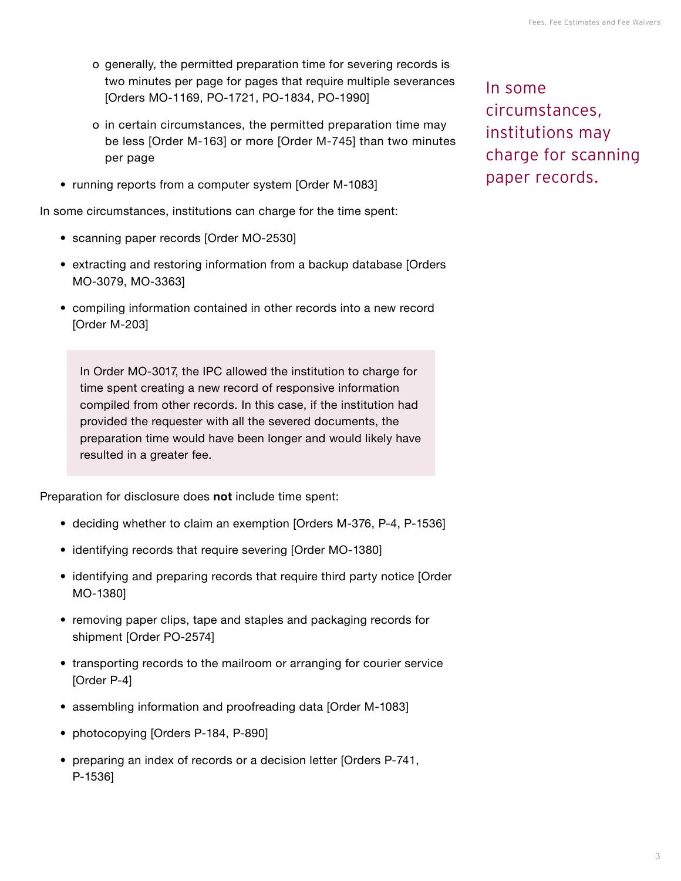- generally, the permitted preparation time for severing records is two minutes per page for pages that require multiple severances [Orders MO-1169, PO-1721, PO-1834, PO-1990]
  - in certain circumstances, the permitted preparation time may be less [Order M-163] or more [Order M-745] than two minutes per page

- running reports from a computer system [Order M-1083]

In some circumstances, institutions can charge for the time spent:

- scanning paper records [Order MO-2530]
- extracting and restoring information from a backup database [Orders MO-3079, MO-3363]
- compiling information contained in other records into a new record [Order M-203]

> In Order MO-3017, the IPC allowed the institution to charge for time spent creating a new record of responsive information compiled from other records. In this case, if the institution had provided the requester with all the severed documents, the preparation time would have been longer and would likely have resulted in a greater fee.

In some circumstances, institutions may charge for scanning paper records.

Preparation for disclosure does **not** include time spent:

- deciding whether to claim an exemption [Orders M-376, P-4, P-1536]
- identifying records that require severing [Order MO-1380]
- identifying and preparing records that require third party notice [Order MO-1380]
- removing paper clips, tape and staples and packaging records for shipment [Order PO-2574]
- transporting records to the mailroom or arranging for courier service [Order P-4]
- assembling information and proofreading data [Order M-1083]
- photocopying [Orders P-184, P-890]
- preparing an index of records or a decision letter [Orders P-741, P-1536]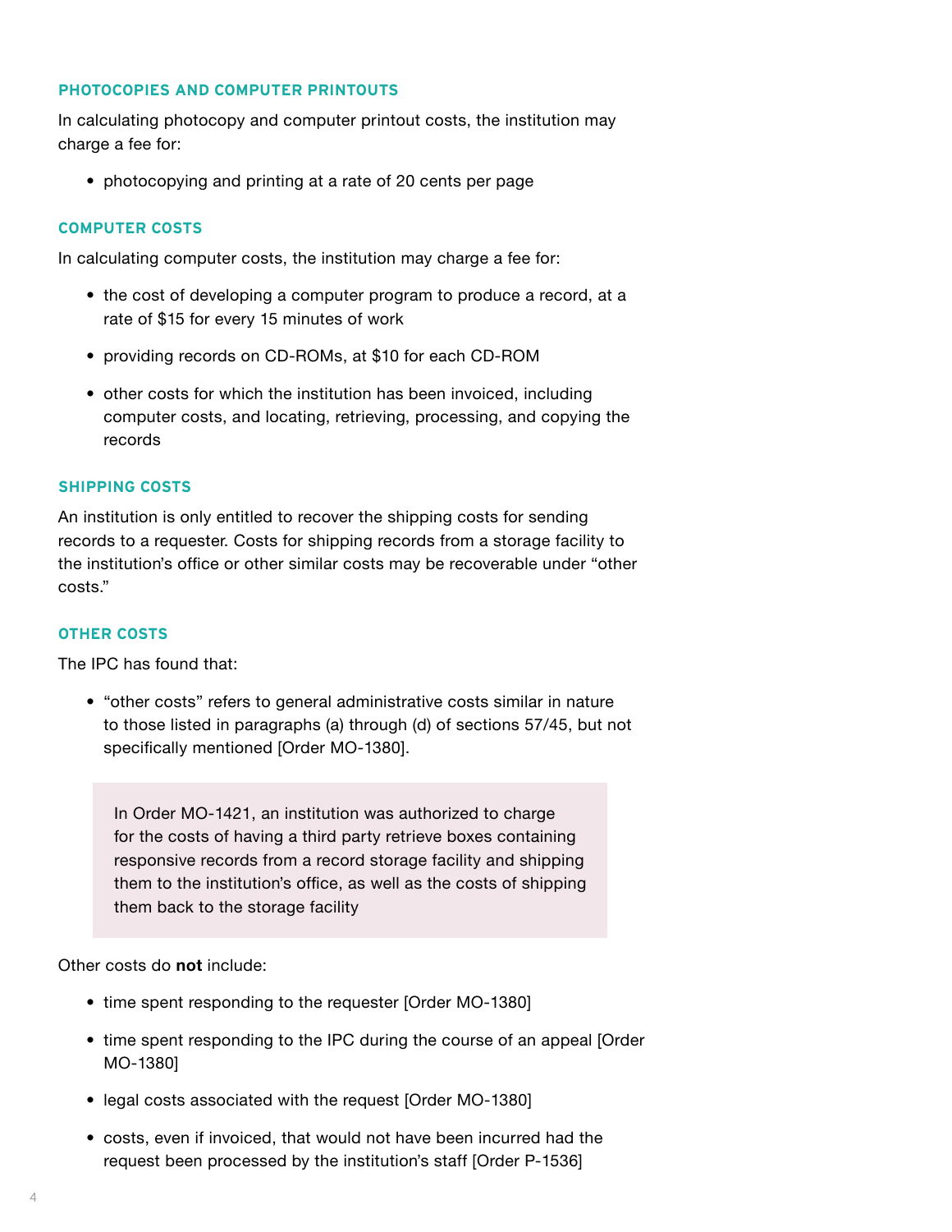### PHOTOCOPIES AND COMPUTER PRINTOUTS

In calculating photocopy and computer printout costs, the institution may charge a fee for:

- photocopying and printing at a rate of 20 cents per page

### COMPUTER COSTS

In calculating computer costs, the institution may charge a fee for:

- the cost of developing a computer program to produce a record, at a rate of $15 for every 15 minutes of work
- providing records on CD-ROMs, at $10 for each CD-ROM
- other costs for which the institution has been invoiced, including computer costs, and locating, retrieving, processing, and copying the records

### SHIPPING COSTS

An institution is only entitled to recover the shipping costs for sending records to a requester. Costs for shipping records from a storage facility to the institution's office or other similar costs may be recoverable under "other costs."

### OTHER COSTS

The IPC has found that:

- "other costs" refers to general administrative costs similar in nature to those listed in paragraphs (a) through (d) of sections 57/45, but not specifically mentioned [Order MO-1380].

> In Order MO-1421, an institution was authorized to charge for the costs of having a third party retrieve boxes containing responsive records from a record storage facility and shipping them to the institution's office, as well as the costs of shipping them back to the storage facility

Other costs do **not** include:

- time spent responding to the requester [Order MO-1380]
- time spent responding to the IPC during the course of an appeal [Order MO-1380]
- legal costs associated with the request [Order MO-1380]
- costs, even if invoiced, that would not have been incurred had the request been processed by the institution's staff [Order P-1536]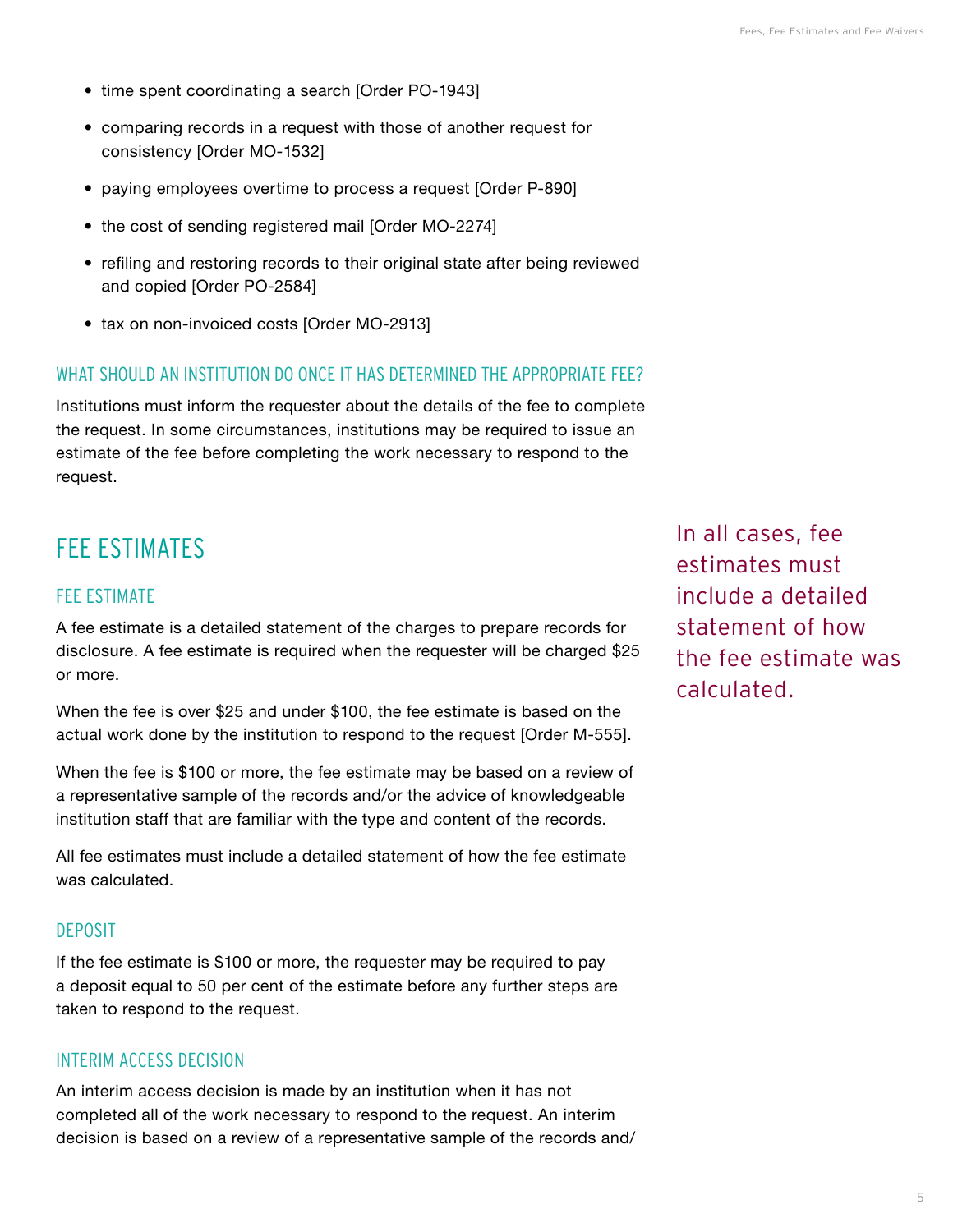- time spent coordinating a search [Order PO-1943]
- comparing records in a request with those of another request for consistency [Order MO-1532]
- paying employees overtime to process a request [Order P-890]
- the cost of sending registered mail [Order MO-2274]
- refiling and restoring records to their original state after being reviewed and copied [Order PO-2584]
- tax on non-invoiced costs [Order MO-2913]

### WHAT SHOULD AN INSTITUTION DO ONCE IT HAS DETERMINED THE APPROPRIATE FEE?

Institutions must inform the requester about the details of the fee to complete the request. In some circumstances, institutions may be required to issue an estimate of the fee before completing the work necessary to respond to the request.

## FEE ESTIMATES

In all cases, fee estimates must include a detailed statement of how the fee estimate was calculated.

### FEE ESTIMATE

A fee estimate is a detailed statement of the charges to prepare records for disclosure. A fee estimate is required when the requester will be charged $25 or more.

When the fee is over $25 and under $100, the fee estimate is based on the actual work done by the institution to respond to the request [Order M-555].

When the fee is $100 or more, the fee estimate may be based on a review of a representative sample of the records and/or the advice of knowledgeable institution staff that are familiar with the type and content of the records.

All fee estimates must include a detailed statement of how the fee estimate was calculated.

### DEPOSIT

If the fee estimate is $100 or more, the requester may be required to pay a deposit equal to 50 per cent of the estimate before any further steps are taken to respond to the request.

### INTERIM ACCESS DECISION

An interim access decision is made by an institution when it has not completed all of the work necessary to respond to the request. An interim decision is based on a review of a representative sample of the records and/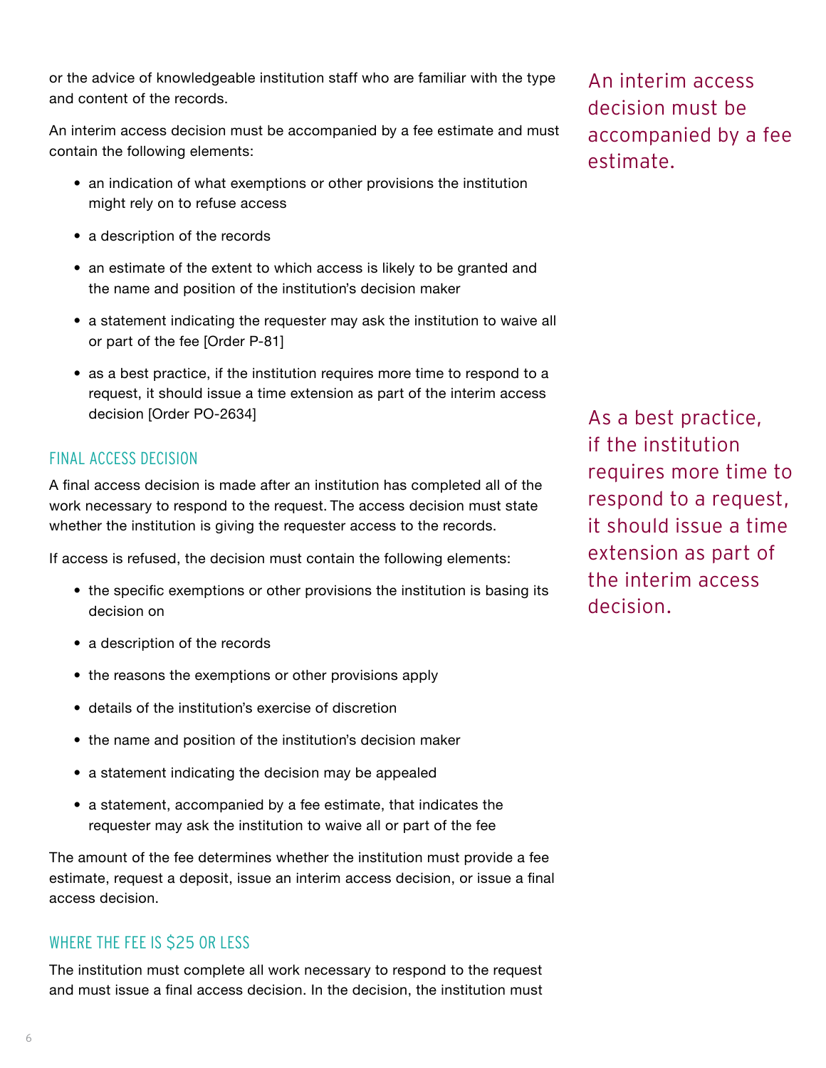or the advice of knowledgeable institution staff who are familiar with the type and content of the records.

An interim access decision must be accompanied by a fee estimate and must contain the following elements:

- an indication of what exemptions or other provisions the institution might rely on to refuse access
- a description of the records
- an estimate of the extent to which access is likely to be granted and the name and position of the institution's decision maker
- a statement indicating the requester may ask the institution to waive all or part of the fee [Order P-81]
- as a best practice, if the institution requires more time to respond to a request, it should issue a time extension as part of the interim access decision [Order PO-2634]

An interim access decision must be accompanied by a fee estimate.

As a best practice, if the institution requires more time to respond to a request, it should issue a time extension as part of the interim access decision.

### FINAL ACCESS DECISION

A final access decision is made after an institution has completed all of the work necessary to respond to the request. The access decision must state whether the institution is giving the requester access to the records.

If access is refused, the decision must contain the following elements:

- the specific exemptions or other provisions the institution is basing its decision on
- a description of the records
- the reasons the exemptions or other provisions apply
- details of the institution's exercise of discretion
- the name and position of the institution's decision maker
- a statement indicating the decision may be appealed
- a statement, accompanied by a fee estimate, that indicates the requester may ask the institution to waive all or part of the fee

The amount of the fee determines whether the institution must provide a fee estimate, request a deposit, issue an interim access decision, or issue a final access decision.

### WHERE THE FEE IS $25 OR LESS

The institution must complete all work necessary to respond to the request and must issue a final access decision. In the decision, the institution must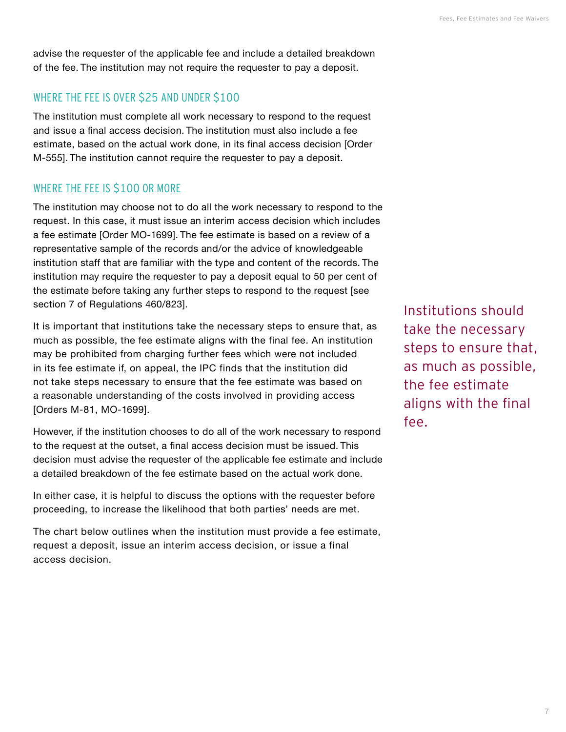advise the requester of the applicable fee and include a detailed breakdown of the fee. The institution may not require the requester to pay a deposit.

### WHERE THE FEE IS OVER $25 AND UNDER $100

The institution must complete all work necessary to respond to the request and issue a final access decision. The institution must also include a fee estimate, based on the actual work done, in its final access decision [Order M-555]. The institution cannot require the requester to pay a deposit.

### WHERE THE FEE IS $100 OR MORE

The institution may choose not to do all the work necessary to respond to the request. In this case, it must issue an interim access decision which includes a fee estimate [Order MO-1699]. The fee estimate is based on a review of a representative sample of the records and/or the advice of knowledgeable institution staff that are familiar with the type and content of the records. The institution may require the requester to pay a deposit equal to 50 per cent of the estimate before taking any further steps to respond to the request [see section 7 of Regulations 460/823].

It is important that institutions take the necessary steps to ensure that, as much as possible, the fee estimate aligns with the final fee. An institution may be prohibited from charging further fees which were not included in its fee estimate if, on appeal, the IPC finds that the institution did not take steps necessary to ensure that the fee estimate was based on a reasonable understanding of the costs involved in providing access [Orders M-81, MO-1699].

> Institutions should take the necessary steps to ensure that, as much as possible, the fee estimate aligns with the final fee.

However, if the institution chooses to do all of the work necessary to respond to the request at the outset, a final access decision must be issued. This decision must advise the requester of the applicable fee estimate and include a detailed breakdown of the fee estimate based on the actual work done.

In either case, it is helpful to discuss the options with the requester before proceeding, to increase the likelihood that both parties' needs are met.

The chart below outlines when the institution must provide a fee estimate, request a deposit, issue an interim access decision, or issue a final access decision.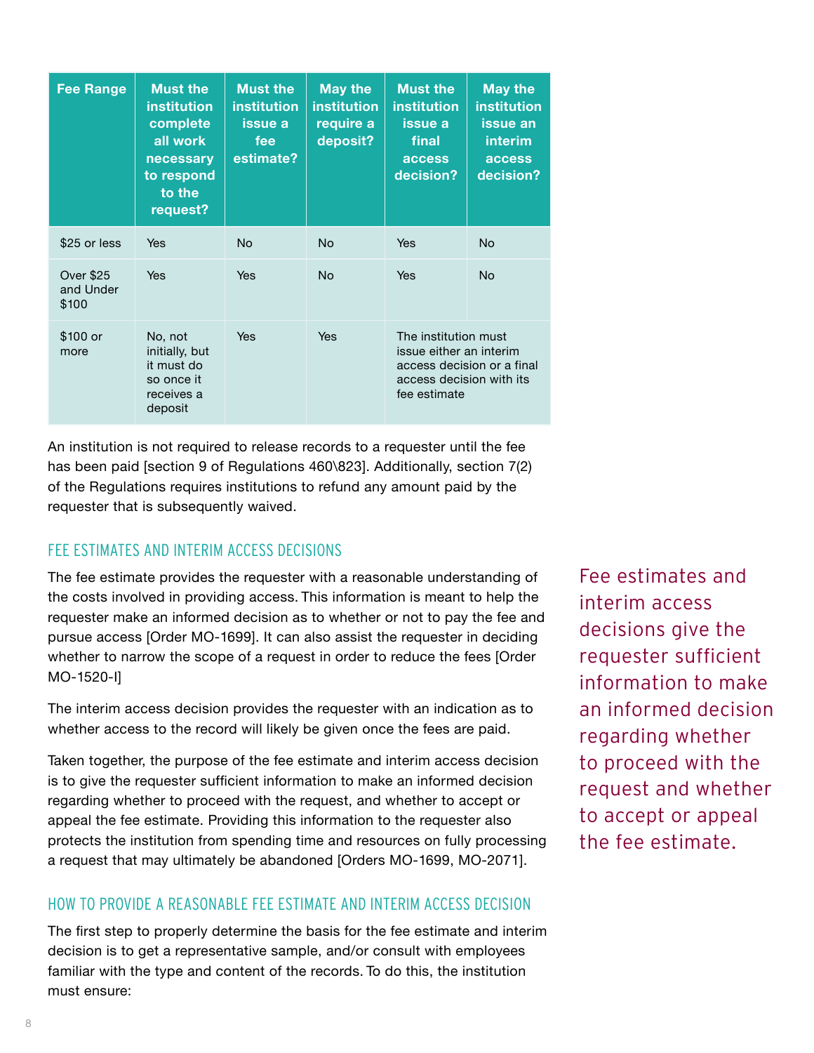| Fee Range | Must the institution complete all work necessary to respond to the request? | Must the institution issue a fee estimate? | May the institution require a deposit? | Must the institution issue a final access decision? | May the institution issue an interim access decision? |
| --- | --- | --- | --- | --- | --- |
| $25 or less | Yes | No | No | Yes | No |
| Over $25 and Under $100 | Yes | Yes | No | Yes | No |
| $100 or more | No, not initially, but it must do so once it receives a deposit | Yes | Yes | The institution must issue either an interim access decision or a final access decision with its fee estimate | |

An institution is not required to release records to a requester until the fee has been paid [section 9 of Regulations 460\823]. Additionally, section 7(2) of the Regulations requires institutions to refund any amount paid by the requester that is subsequently waived.

## FEE ESTIMATES AND INTERIM ACCESS DECISIONS

The fee estimate provides the requester with a reasonable understanding of the costs involved in providing access. This information is meant to help the requester make an informed decision as to whether or not to pay the fee and pursue access [Order MO-1699]. It can also assist the requester in deciding whether to narrow the scope of a request in order to reduce the fees [Order MO-1520-I]

The interim access decision provides the requester with an indication as to whether access to the record will likely be given once the fees are paid.

Taken together, the purpose of the fee estimate and interim access decision is to give the requester sufficient information to make an informed decision regarding whether to proceed with the request, and whether to accept or appeal the fee estimate. Providing this information to the requester also protects the institution from spending time and resources on fully processing a request that may ultimately be abandoned [Orders MO-1699, MO-2071].

> Fee estimates and interim access decisions give the requester sufficient information to make an informed decision regarding whether to proceed with the request and whether to accept or appeal the fee estimate.

## HOW TO PROVIDE A REASONABLE FEE ESTIMATE AND INTERIM ACCESS DECISION

The first step to properly determine the basis for the fee estimate and interim decision is to get a representative sample, and/or consult with employees familiar with the type and content of the records. To do this, the institution must ensure: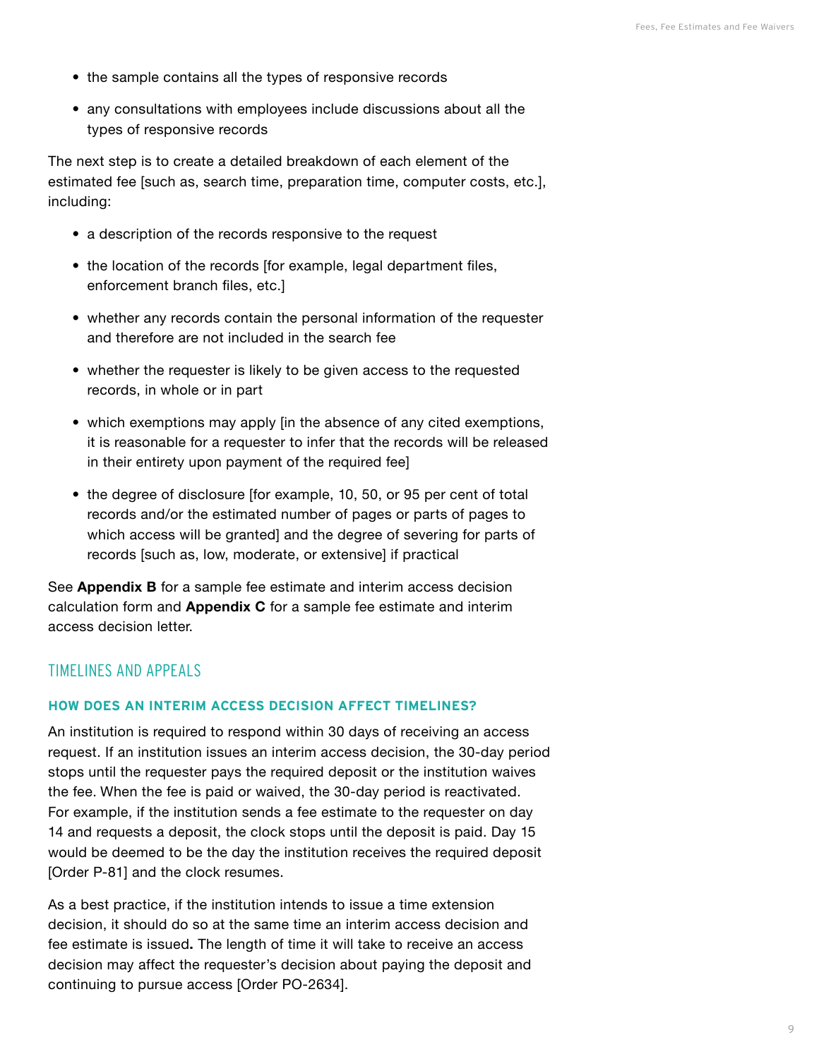- the sample contains all the types of responsive records
- any consultations with employees include discussions about all the types of responsive records

The next step is to create a detailed breakdown of each element of the estimated fee [such as, search time, preparation time, computer costs, etc.], including:

- a description of the records responsive to the request
- the location of the records [for example, legal department files, enforcement branch files, etc.]
- whether any records contain the personal information of the requester and therefore are not included in the search fee
- whether the requester is likely to be given access to the requested records, in whole or in part
- which exemptions may apply [in the absence of any cited exemptions, it is reasonable for a requester to infer that the records will be released in their entirety upon payment of the required fee]
- the degree of disclosure [for example, 10, 50, or 95 per cent of total records and/or the estimated number of pages or parts of pages to which access will be granted] and the degree of severing for parts of records [such as, low, moderate, or extensive] if practical

See **Appendix B** for a sample fee estimate and interim access decision calculation form and **Appendix C** for a sample fee estimate and interim access decision letter.

## TIMELINES AND APPEALS

### HOW DOES AN INTERIM ACCESS DECISION AFFECT TIMELINES?

An institution is required to respond within 30 days of receiving an access request. If an institution issues an interim access decision, the 30-day period stops until the requester pays the required deposit or the institution waives the fee. When the fee is paid or waived, the 30-day period is reactivated. For example, if the institution sends a fee estimate to the requester on day 14 and requests a deposit, the clock stops until the deposit is paid. Day 15 would be deemed to be the day the institution receives the required deposit [Order P-81] and the clock resumes.

As a best practice, if the institution intends to issue a time extension decision, it should do so at the same time an interim access decision and fee estimate is issued**.** The length of time it will take to receive an access decision may affect the requester's decision about paying the deposit and continuing to pursue access [Order PO-2634].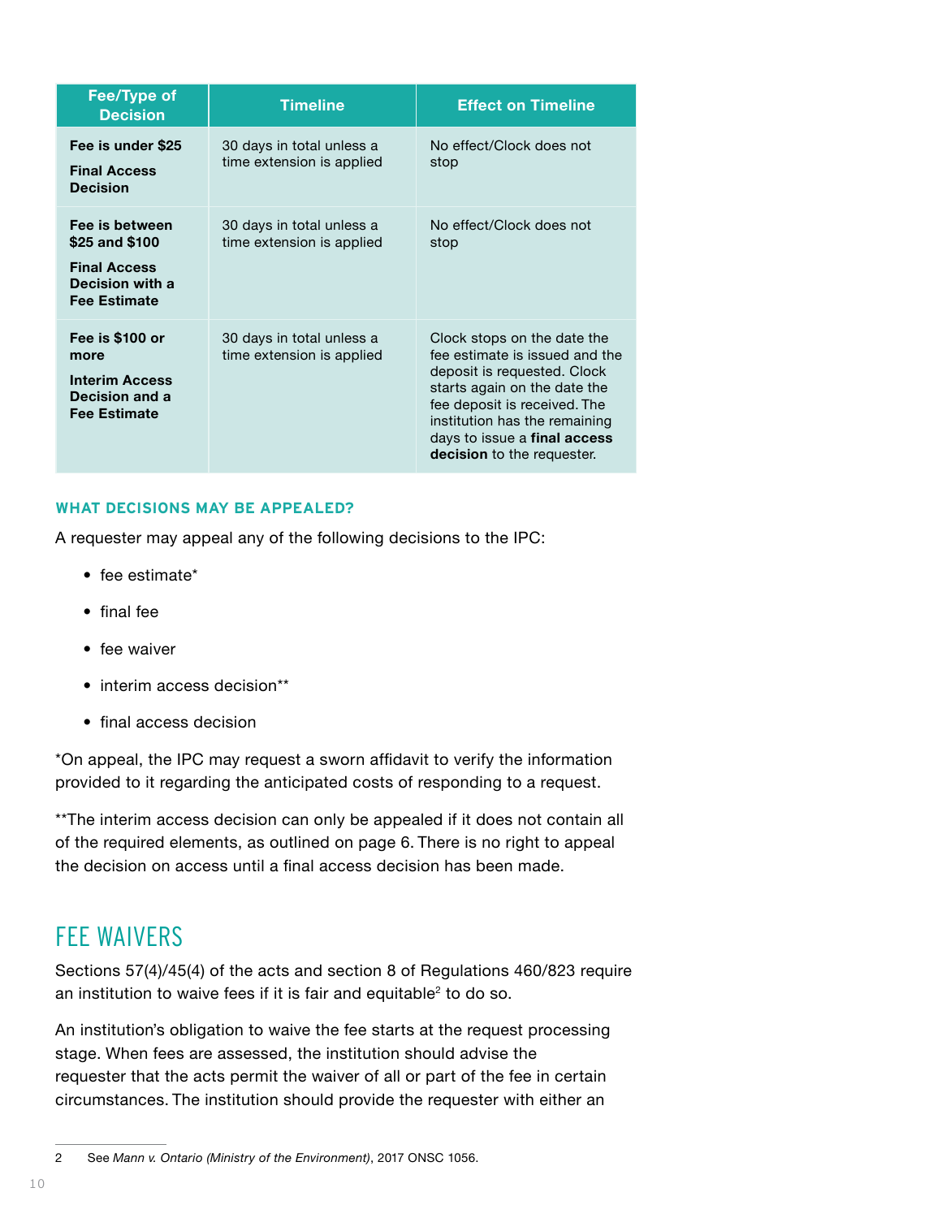| Fee/Type of Decision | Timeline | Effect on Timeline |
| --- | --- | --- |
| **Fee is under $25** **Final Access Decision** | 30 days in total unless a time extension is applied | No effect/Clock does not stop |
| **Fee is between $25 and $100** **Final Access Decision with a Fee Estimate** | 30 days in total unless a time extension is applied | No effect/Clock does not stop |
| **Fee is $100 or more** **Interim Access Decision and a Fee Estimate** | 30 days in total unless a time extension is applied | Clock stops on the date the fee estimate is issued and the deposit is requested. Clock starts again on the date the fee deposit is received. The institution has the remaining days to issue a **final access decision** to the requester. |

### WHAT DECISIONS MAY BE APPEALED?

A requester may appeal any of the following decisions to the IPC:

- fee estimate*
- final fee
- fee waiver
- interim access decision**
- final access decision

*On appeal, the IPC may request a sworn affidavit to verify the information provided to it regarding the anticipated costs of responding to a request.

**The interim access decision can only be appealed if it does not contain all of the required elements, as outlined on page 6. There is no right to appeal the decision on access until a final access decision has been made.

## FEE WAIVERS

Sections 57(4)/45(4) of the acts and section 8 of Regulations 460/823 require an institution to waive fees if it is fair and equitable[2] to do so.

An institution's obligation to waive the fee starts at the request processing stage. When fees are assessed, the institution should advise the requester that the acts permit the waiver of all or part of the fee in certain circumstances. The institution should provide the requester with either an

2 See *Mann v. Ontario (Ministry of the Environment)*, 2017 ONSC 1056.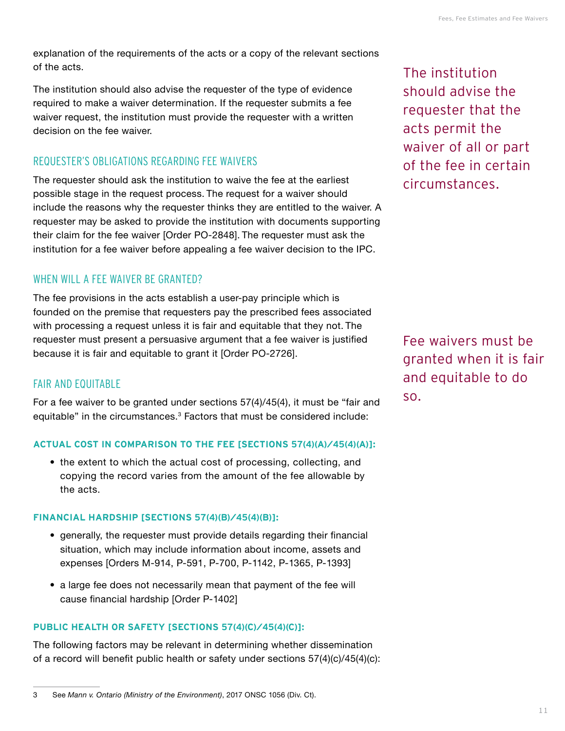explanation of the requirements of the acts or a copy of the relevant sections of the acts.

The institution should also advise the requester of the type of evidence required to make a waiver determination. If the requester submits a fee waiver request, the institution must provide the requester with a written decision on the fee waiver.

The institution should advise the requester that the acts permit the waiver of all or part of the fee in certain circumstances.

## REQUESTER'S OBLIGATIONS REGARDING FEE WAIVERS

The requester should ask the institution to waive the fee at the earliest possible stage in the request process. The request for a waiver should include the reasons why the requester thinks they are entitled to the waiver. A requester may be asked to provide the institution with documents supporting their claim for the fee waiver [Order PO-2848]. The requester must ask the institution for a fee waiver before appealing a fee waiver decision to the IPC.

## WHEN WILL A FEE WAIVER BE GRANTED?

The fee provisions in the acts establish a user-pay principle which is founded on the premise that requesters pay the prescribed fees associated with processing a request unless it is fair and equitable that they not. The requester must present a persuasive argument that a fee waiver is justified because it is fair and equitable to grant it [Order PO-2726].

Fee waivers must be granted when it is fair and equitable to do so.

## FAIR AND EQUITABLE

For a fee waiver to be granted under sections 57(4)/45(4), it must be "fair and equitable" in the circumstances.[3] Factors that must be considered include:

### ACTUAL COST IN COMPARISON TO THE FEE [SECTIONS 57(4)(A)/45(4)(A)]:

- the extent to which the actual cost of processing, collecting, and copying the record varies from the amount of the fee allowable by the acts.

### FINANCIAL HARDSHIP [SECTIONS 57(4)(B)/45(4)(B)]:

- generally, the requester must provide details regarding their financial situation, which may include information about income, assets and expenses [Orders M-914, P-591, P-700, P-1142, P-1365, P-1393]
- a large fee does not necessarily mean that payment of the fee will cause financial hardship [Order P-1402]

### PUBLIC HEALTH OR SAFETY [SECTIONS 57(4)(C)/45(4)(C)]:

The following factors may be relevant in determining whether dissemination of a record will benefit public health or safety under sections 57(4)(c)/45(4)(c):

---

3 See *Mann v. Ontario (Ministry of the Environment)*, 2017 ONSC 1056 (Div. Ct).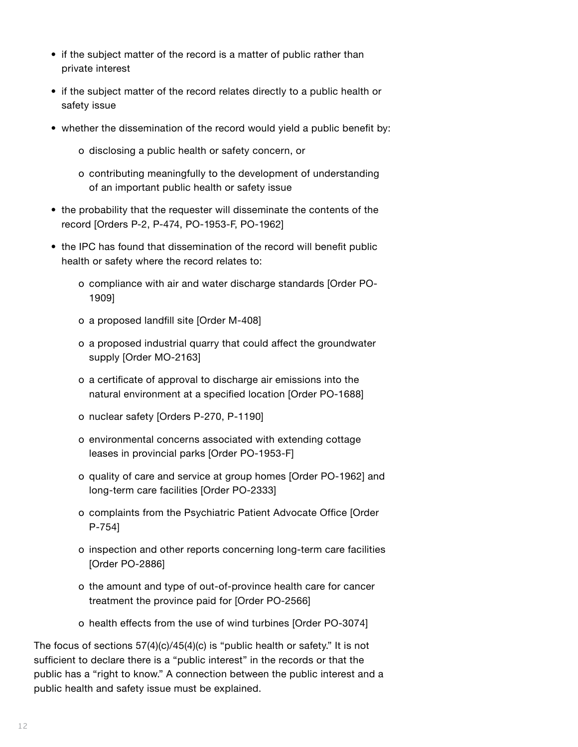- if the subject matter of the record is a matter of public rather than private interest
- if the subject matter of the record relates directly to a public health or safety issue
- whether the dissemination of the record would yield a public benefit by:
    - disclosing a public health or safety concern, or
    - contributing meaningfully to the development of understanding of an important public health or safety issue
- the probability that the requester will disseminate the contents of the record [Orders P-2, P-474, PO-1953-F, PO-1962]
- the IPC has found that dissemination of the record will benefit public health or safety where the record relates to:
    - compliance with air and water discharge standards [Order PO-1909]
    - a proposed landfill site [Order M-408]
    - a proposed industrial quarry that could affect the groundwater supply [Order MO-2163]
    - a certificate of approval to discharge air emissions into the natural environment at a specified location [Order PO-1688]
    - nuclear safety [Orders P-270, P-1190]
    - environmental concerns associated with extending cottage leases in provincial parks [Order PO-1953-F]
    - quality of care and service at group homes [Order PO-1962] and long-term care facilities [Order PO-2333]
    - complaints from the Psychiatric Patient Advocate Office [Order P-754]
    - inspection and other reports concerning long-term care facilities [Order PO-2886]
    - the amount and type of out-of-province health care for cancer treatment the province paid for [Order PO-2566]
    - health effects from the use of wind turbines [Order PO-3074]

The focus of sections 57(4)(c)/45(4)(c) is “public health or safety.” It is not sufficient to declare there is a “public interest” in the records or that the public has a “right to know.” A connection between the public interest and a public health and safety issue must be explained.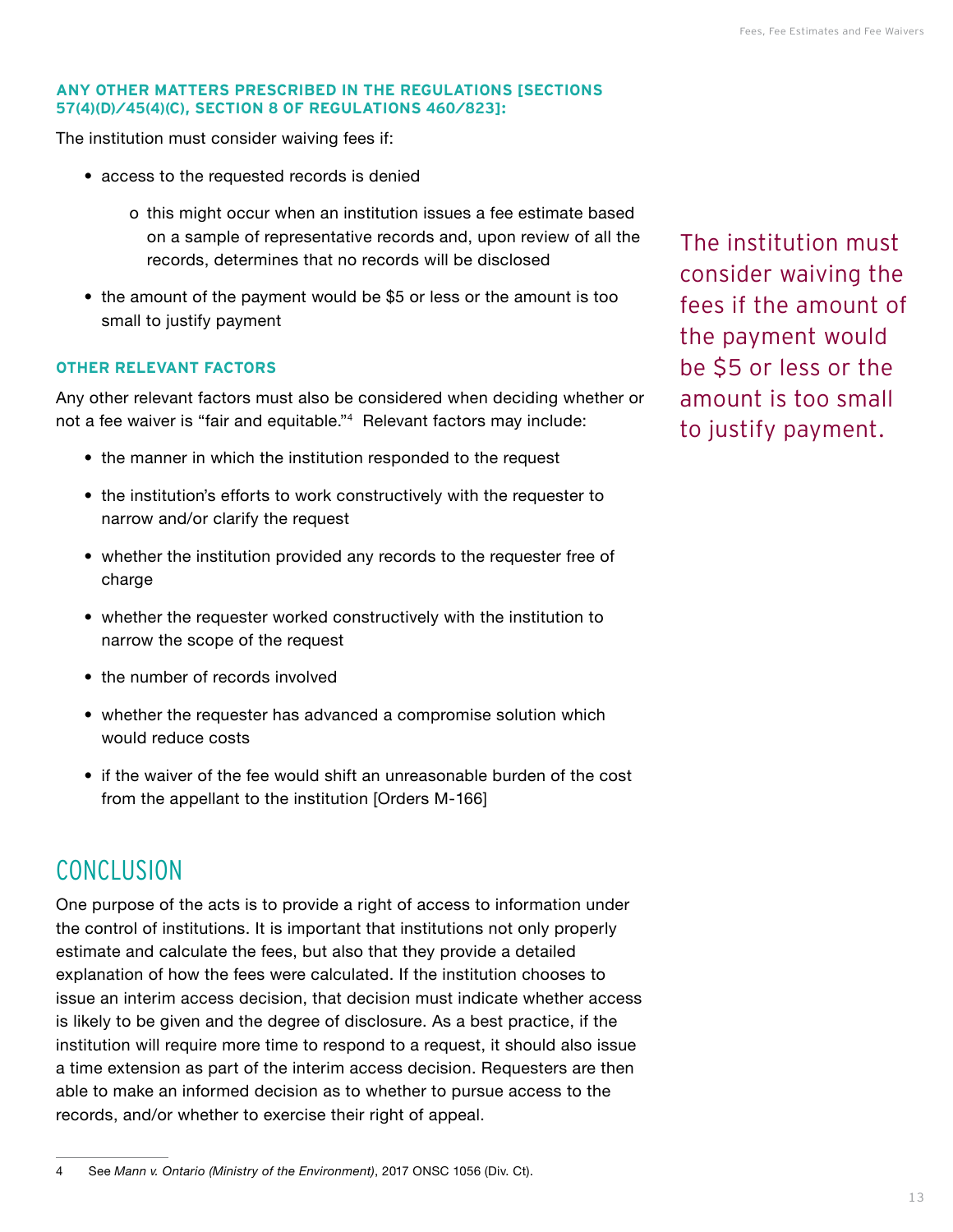### ANY OTHER MATTERS PRESCRIBED IN THE REGULATIONS [SECTIONS 57(4)(D)/45(4)(C), SECTION 8 OF REGULATIONS 460/823]:

The institution must consider waiving fees if:

- access to the requested records is denied
  - this might occur when an institution issues a fee estimate based on a sample of representative records and, upon review of all the records, determines that no records will be disclosed
- the amount of the payment would be $5 or less or the amount is too small to justify payment

The institution must consider waiving the fees if the amount of the payment would be $5 or less or the amount is too small to justify payment.

### OTHER RELEVANT FACTORS

Any other relevant factors must also be considered when deciding whether or not a fee waiver is "fair and equitable."[4] Relevant factors may include:

- the manner in which the institution responded to the request
- the institution's efforts to work constructively with the requester to narrow and/or clarify the request
- whether the institution provided any records to the requester free of charge
- whether the requester worked constructively with the institution to narrow the scope of the request
- the number of records involved
- whether the requester has advanced a compromise solution which would reduce costs
- if the waiver of the fee would shift an unreasonable burden of the cost from the appellant to the institution [Orders M-166]

## CONCLUSION

One purpose of the acts is to provide a right of access to information under the control of institutions. It is important that institutions not only properly estimate and calculate the fees, but also that they provide a detailed explanation of how the fees were calculated. If the institution chooses to issue an interim access decision, that decision must indicate whether access is likely to be given and the degree of disclosure. As a best practice, if the institution will require more time to respond to a request, it should also issue a time extension as part of the interim access decision. Requesters are then able to make an informed decision as to whether to pursue access to the records, and/or whether to exercise their right of appeal.

---

4 See *Mann v. Ontario (Ministry of the Environment)*, 2017 ONSC 1056 (Div. Ct).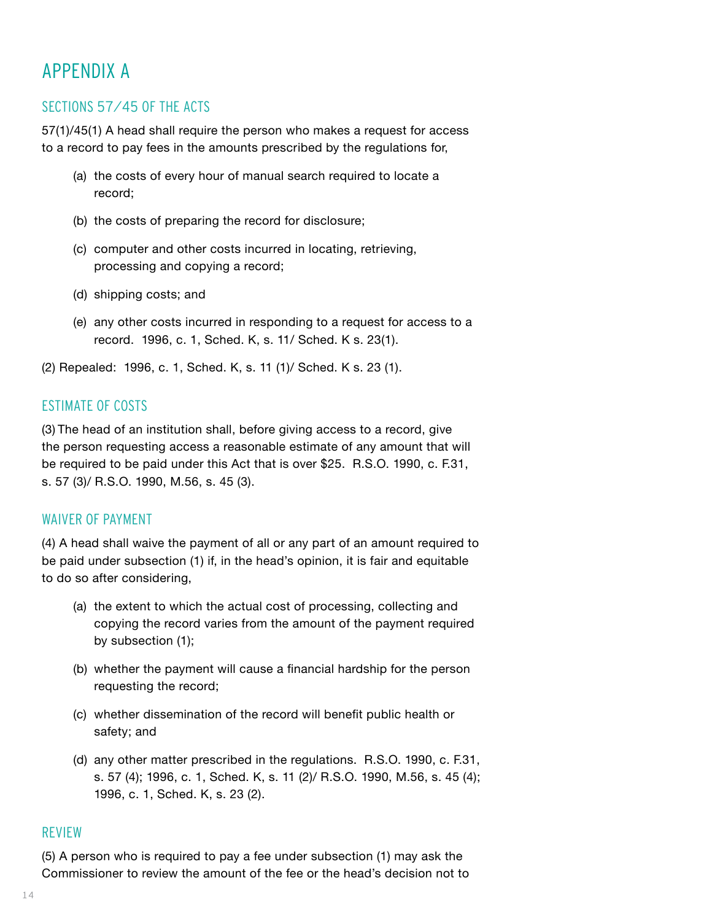# APPENDIX A

## SECTIONS 57/45 OF THE ACTS

57(1)/45(1) A head shall require the person who makes a request for access to a record to pay fees in the amounts prescribed by the regulations for,

(a) the costs of every hour of manual search required to locate a record;

(b) the costs of preparing the record for disclosure;

(c) computer and other costs incurred in locating, retrieving, processing and copying a record;

(d) shipping costs; and

(e) any other costs incurred in responding to a request for access to a record. 1996, c. 1, Sched. K, s. 11/ Sched. K s. 23(1).

(2) Repealed: 1996, c. 1, Sched. K, s. 11 (1)/ Sched. K s. 23 (1).

## ESTIMATE OF COSTS

(3) The head of an institution shall, before giving access to a record, give the person requesting access a reasonable estimate of any amount that will be required to be paid under this Act that is over $25. R.S.O. 1990, c. F.31, s. 57 (3)/ R.S.O. 1990, M.56, s. 45 (3).

## WAIVER OF PAYMENT

(4) A head shall waive the payment of all or any part of an amount required to be paid under subsection (1) if, in the head's opinion, it is fair and equitable to do so after considering,

(a) the extent to which the actual cost of processing, collecting and copying the record varies from the amount of the payment required by subsection (1);

(b) whether the payment will cause a financial hardship for the person requesting the record;

(c) whether dissemination of the record will benefit public health or safety; and

(d) any other matter prescribed in the regulations. R.S.O. 1990, c. F.31, s. 57 (4); 1996, c. 1, Sched. K, s. 11 (2)/ R.S.O. 1990, M.56, s. 45 (4); 1996, c. 1, Sched. K, s. 23 (2).

## REVIEW

(5) A person who is required to pay a fee under subsection (1) may ask the Commissioner to review the amount of the fee or the head's decision not to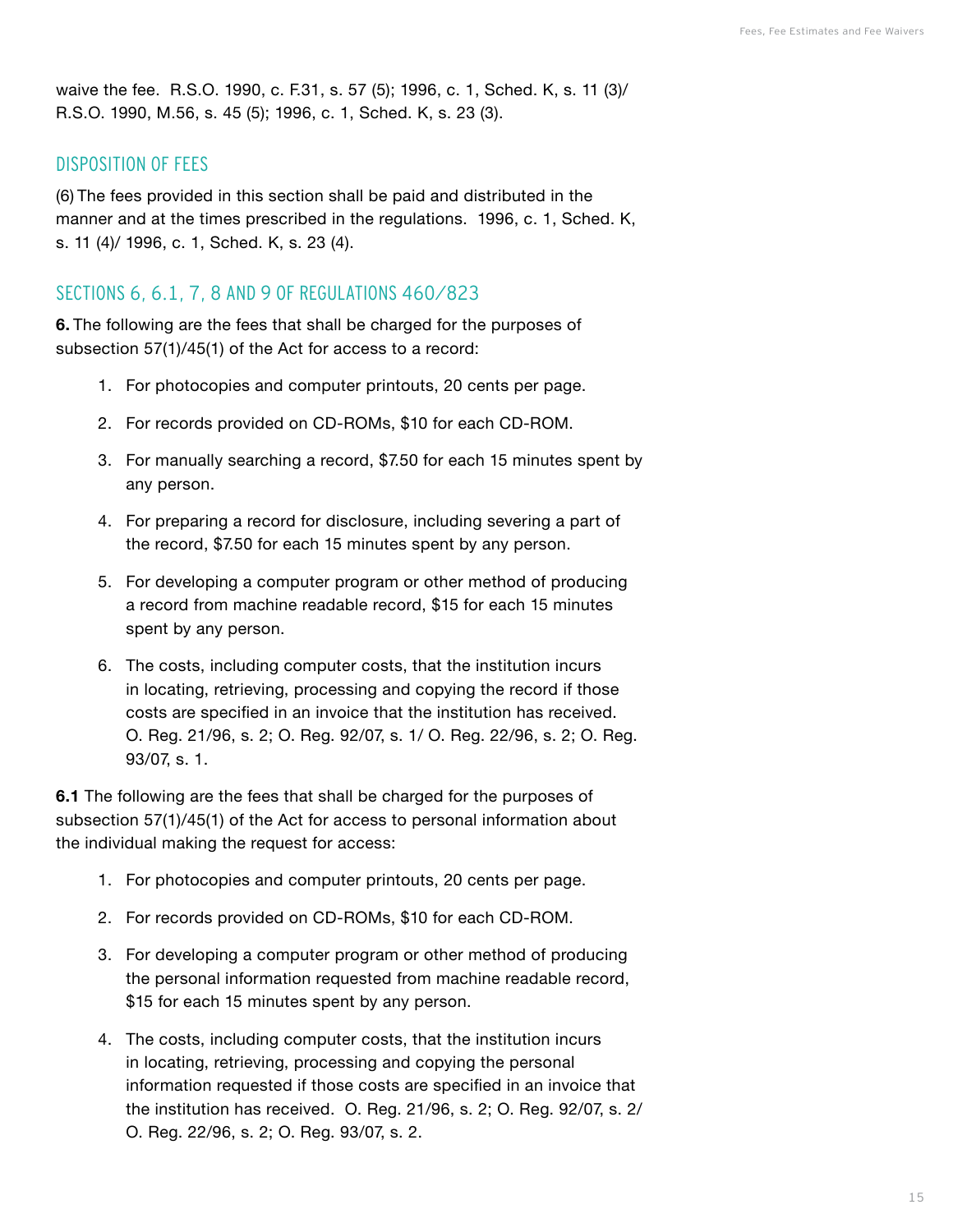waive the fee. R.S.O. 1990, c. F.31, s. 57 (5); 1996, c. 1, Sched. K, s. 11 (3)/ R.S.O. 1990, M.56, s. 45 (5); 1996, c. 1, Sched. K, s. 23 (3).

## DISPOSITION OF FEES

(6) The fees provided in this section shall be paid and distributed in the manner and at the times prescribed in the regulations. 1996, c. 1, Sched. K, s. 11 (4)/ 1996, c. 1, Sched. K, s. 23 (4).

## SECTIONS 6, 6.1, 7, 8 AND 9 OF REGULATIONS 460/823

**6.** The following are the fees that shall be charged for the purposes of subsection 57(1)/45(1) of the Act for access to a record:

1. For photocopies and computer printouts, 20 cents per page.
2. For records provided on CD-ROMs, $10 for each CD-ROM.
3. For manually searching a record, $7.50 for each 15 minutes spent by any person.
4. For preparing a record for disclosure, including severing a part of the record, $7.50 for each 15 minutes spent by any person.
5. For developing a computer program or other method of producing a record from machine readable record, $15 for each 15 minutes spent by any person.
6. The costs, including computer costs, that the institution incurs in locating, retrieving, processing and copying the record if those costs are specified in an invoice that the institution has received. O. Reg. 21/96, s. 2; O. Reg. 92/07, s. 1/ O. Reg. 22/96, s. 2; O. Reg. 93/07, s. 1.

**6.1** The following are the fees that shall be charged for the purposes of subsection 57(1)/45(1) of the Act for access to personal information about the individual making the request for access:

1. For photocopies and computer printouts, 20 cents per page.
2. For records provided on CD-ROMs, $10 for each CD-ROM.
3. For developing a computer program or other method of producing the personal information requested from machine readable record, $15 for each 15 minutes spent by any person.
4. The costs, including computer costs, that the institution incurs in locating, retrieving, processing and copying the personal information requested if those costs are specified in an invoice that the institution has received. O. Reg. 21/96, s. 2; O. Reg. 92/07, s. 2/ O. Reg. 22/96, s. 2; O. Reg. 93/07, s. 2.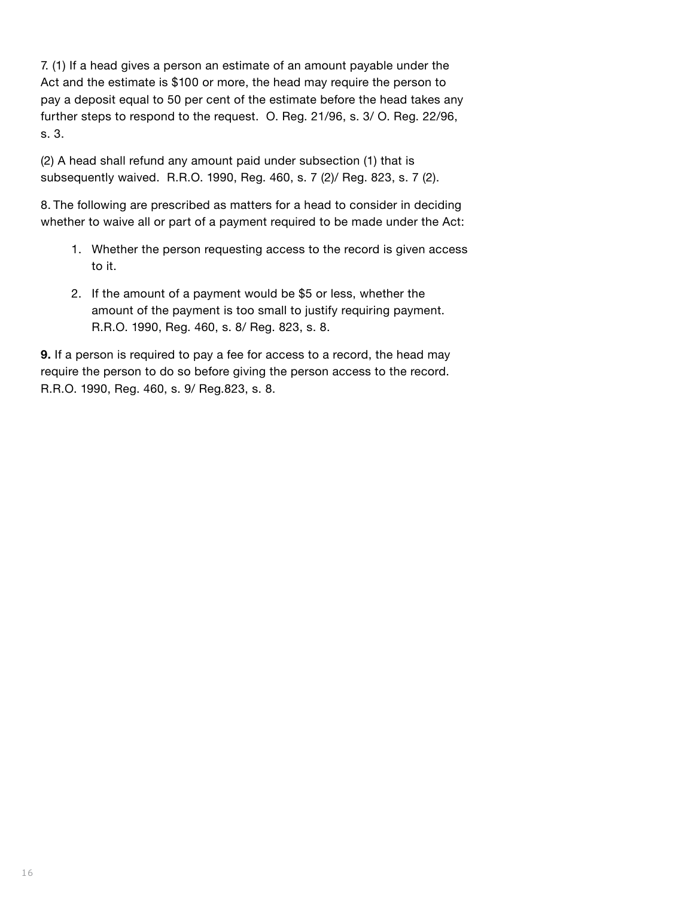7. (1) If a head gives a person an estimate of an amount payable under the Act and the estimate is $100 or more, the head may require the person to pay a deposit equal to 50 per cent of the estimate before the head takes any further steps to respond to the request. O. Reg. 21/96, s. 3/ O. Reg. 22/96, s. 3.

(2) A head shall refund any amount paid under subsection (1) that is subsequently waived. R.R.O. 1990, Reg. 460, s. 7 (2)/ Reg. 823, s. 7 (2).

8. The following are prescribed as matters for a head to consider in deciding whether to waive all or part of a payment required to be made under the Act:

1. Whether the person requesting access to the record is given access to it.
2. If the amount of a payment would be $5 or less, whether the amount of the payment is too small to justify requiring payment. R.R.O. 1990, Reg. 460, s. 8/ Reg. 823, s. 8.

**9.** If a person is required to pay a fee for access to a record, the head may require the person to do so before giving the person access to the record. R.R.O. 1990, Reg. 460, s. 9/ Reg.823, s. 8.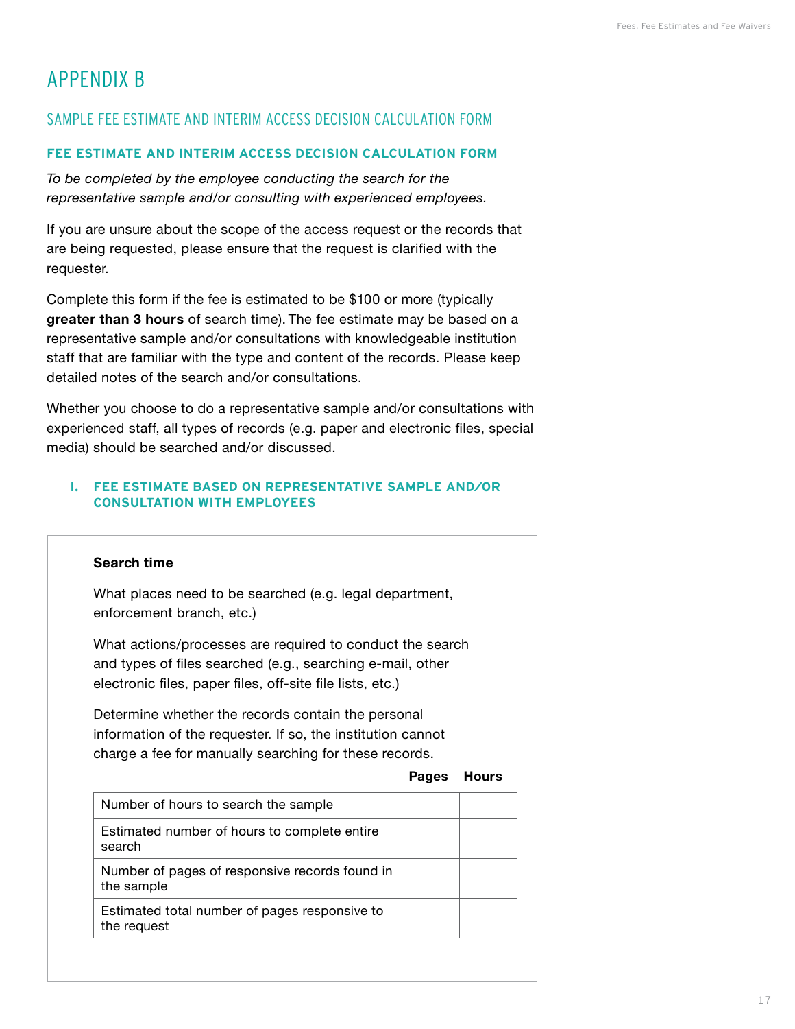# APPENDIX B

## SAMPLE FEE ESTIMATE AND INTERIM ACCESS DECISION CALCULATION FORM

### FEE ESTIMATE AND INTERIM ACCESS DECISION CALCULATION FORM

*To be completed by the employee conducting the search for the representative sample and/or consulting with experienced employees.*

If you are unsure about the scope of the access request or the records that are being requested, please ensure that the request is clarified with the requester.

Complete this form if the fee is estimated to be $100 or more (typically **greater than 3 hours** of search time). The fee estimate may be based on a representative sample and/or consultations with knowledgeable institution staff that are familiar with the type and content of the records. Please keep detailed notes of the search and/or consultations.

Whether you choose to do a representative sample and/or consultations with experienced staff, all types of records (e.g. paper and electronic files, special media) should be searched and/or discussed.

### I. FEE ESTIMATE BASED ON REPRESENTATIVE SAMPLE AND/OR CONSULTATION WITH EMPLOYEES

**Search time**

What places need to be searched (e.g. legal department, enforcement branch, etc.)

What actions/processes are required to conduct the search and types of files searched (e.g., searching e-mail, other electronic files, paper files, off-site file lists, etc.)

Determine whether the records contain the personal information of the requester. If so, the institution cannot charge a fee for manually searching for these records.

| | Pages | Hours |
|---|---|---|
| Number of hours to search the sample | | |
| Estimated number of hours to complete entire search | | |
| Number of pages of responsive records found in the sample | | |
| Estimated total number of pages responsive to the request | | |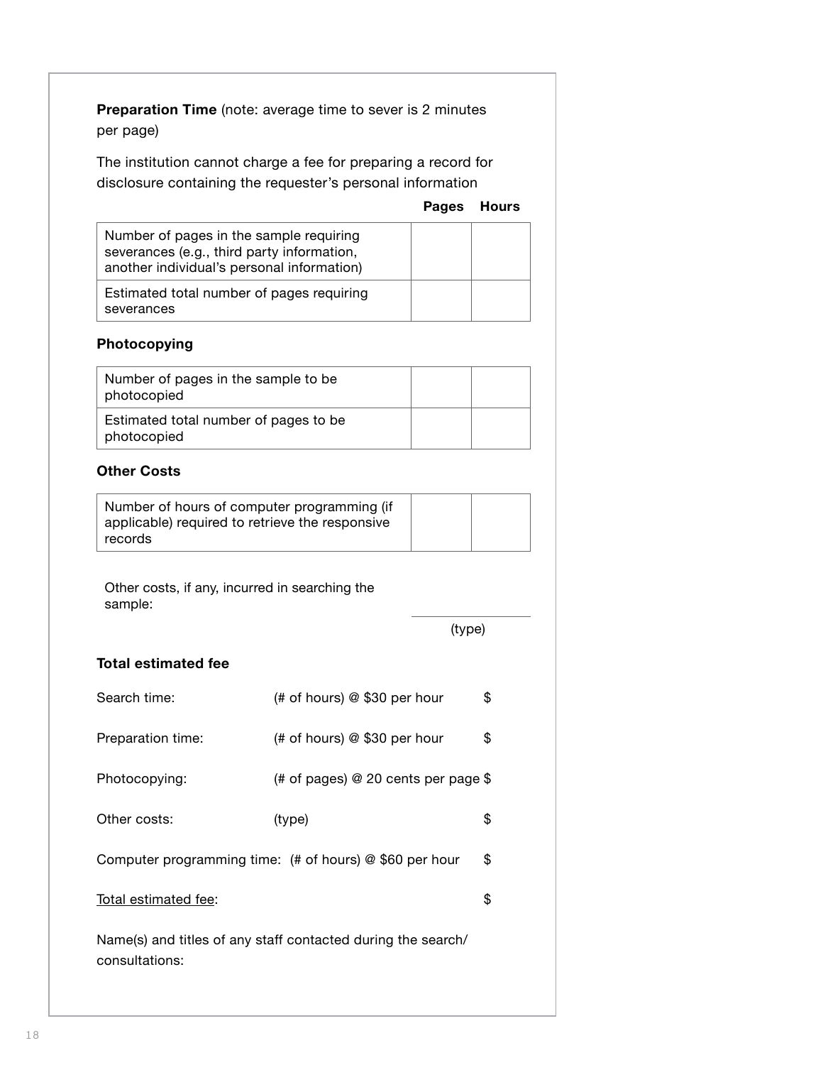**Preparation Time** (note: average time to sever is 2 minutes per page)

The institution cannot charge a fee for preparing a record for disclosure containing the requester's personal information

| | Pages | Hours |
|---|---|---|
| Number of pages in the sample requiring severances (e.g., third party information, another individual's personal information) | | |
| Estimated total number of pages requiring severances | | |

**Photocopying**

| | | |
|---|---|---|
| Number of pages in the sample to be photocopied | | |
| Estimated total number of pages to be photocopied | | |

**Other Costs**

| | | |
|---|---|---|
| Number of hours of computer programming (if applicable) required to retrieve the responsive records | | |

Other costs, if any, incurred in searching the sample:

\_\_\_\_\_\_\_\_\_\_\_\_\_\_\_\_\_\_\_\_
(type)

**Total estimated fee**

Search time: (# of hours) @ $30 per hour $

Preparation time: (# of hours) @ $30 per hour $

Photocopying: (# of pages) @ 20 cents per page $

Other costs: (type) $

Computer programming time: (# of hours) @ $60 per hour $

<u>Total estimated fee</u>: $

Name(s) and titles of any staff contacted during the search/consultations: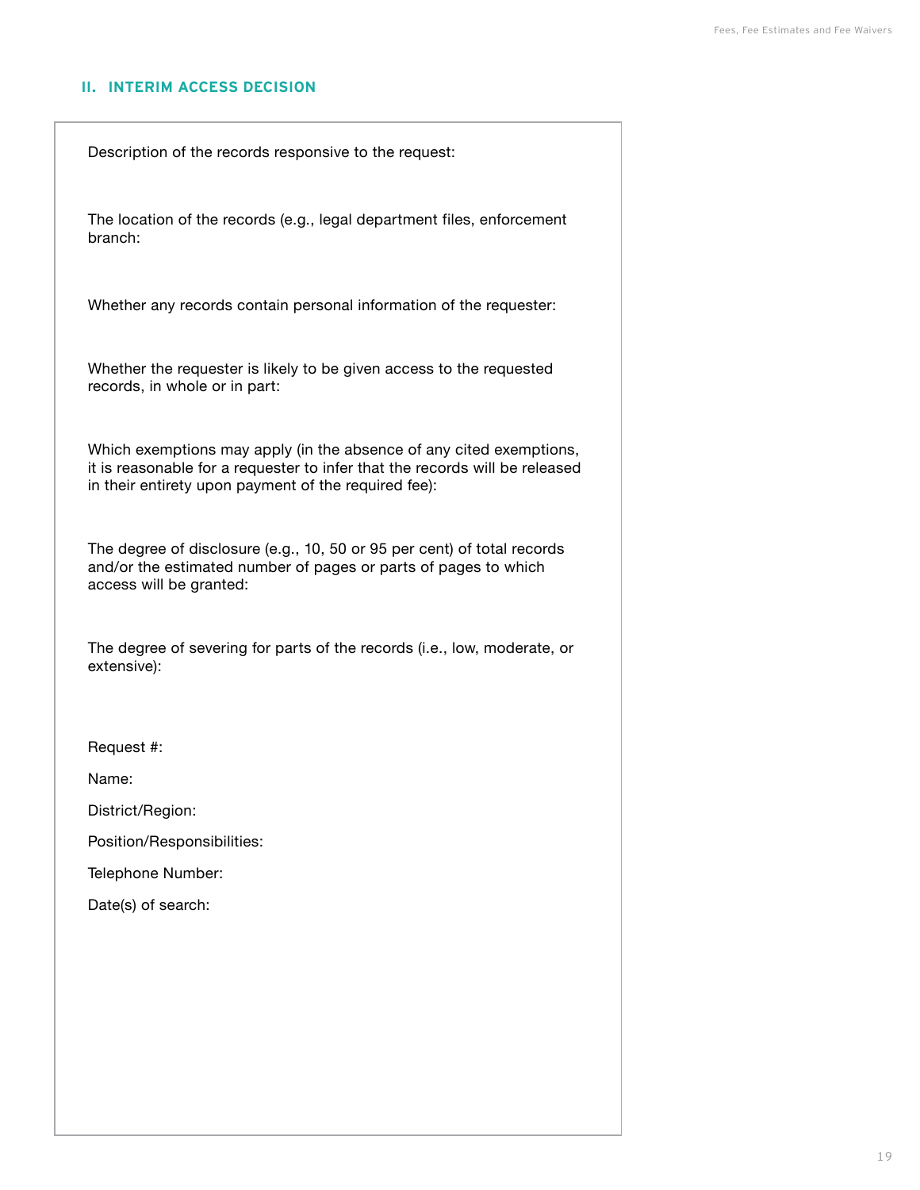## II. INTERIM ACCESS DECISION

Description of the records responsive to the request:

The location of the records (e.g., legal department files, enforcement branch:

Whether any records contain personal information of the requester:

Whether the requester is likely to be given access to the requested records, in whole or in part:

Which exemptions may apply (in the absence of any cited exemptions, it is reasonable for a requester to infer that the records will be released in their entirety upon payment of the required fee):

The degree of disclosure (e.g., 10, 50 or 95 per cent) of total records and/or the estimated number of pages or parts of pages to which access will be granted:

The degree of severing for parts of the records (i.e., low, moderate, or extensive):

Request #:

Name:

District/Region:

Position/Responsibilities:

Telephone Number:

Date(s) of search: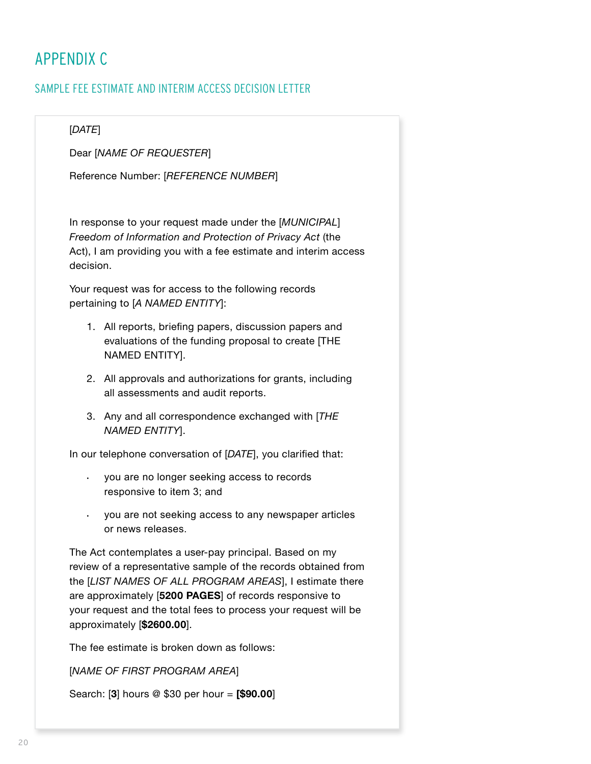# APPENDIX C

## SAMPLE FEE ESTIMATE AND INTERIM ACCESS DECISION LETTER

[*DATE*]

Dear [*NAME OF REQUESTER*]

Reference Number: [*REFERENCE NUMBER*]

In response to your request made under the [*MUNICIPAL*] *Freedom of Information and Protection of Privacy Act* (the Act), I am providing you with a fee estimate and interim access decision.

Your request was for access to the following records pertaining to [*A NAMED ENTITY*]:

1. All reports, briefing papers, discussion papers and evaluations of the funding proposal to create [THE NAMED ENTITY].
2. All approvals and authorizations for grants, including all assessments and audit reports.
3. Any and all correspondence exchanged with [*THE NAMED ENTITY*].

In our telephone conversation of [*DATE*], you clarified that:

- you are no longer seeking access to records responsive to item 3; and
- you are not seeking access to any newspaper articles or news releases.

The Act contemplates a user-pay principal. Based on my review of a representative sample of the records obtained from the [*LIST NAMES OF ALL PROGRAM AREAS*], I estimate there are approximately [**5200 PAGES**] of records responsive to your request and the total fees to process your request will be approximately [**$2600.00**].

The fee estimate is broken down as follows:

[*NAME OF FIRST PROGRAM AREA*]

Search: [**3**] hours @ $30 per hour = **[$90.00**]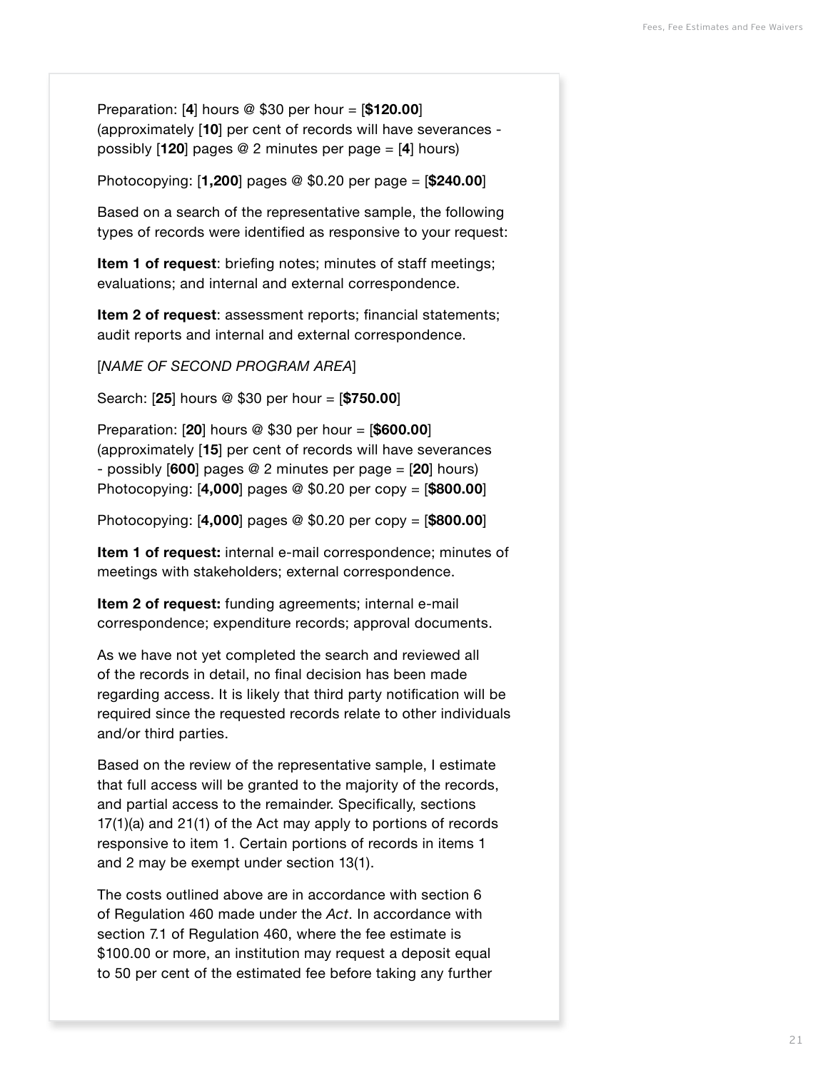Preparation: [**4**] hours @ $30 per hour = [**$120.00**] (approximately [**10**] per cent of records will have severances - possibly [**120**] pages @ 2 minutes per page = [**4**] hours)

Photocopying: [**1,200**] pages @ $0.20 per page = [**$240.00**]

Based on a search of the representative sample, the following types of records were identified as responsive to your request:

**Item 1 of request**: briefing notes; minutes of staff meetings; evaluations; and internal and external correspondence.

**Item 2 of request**: assessment reports; financial statements; audit reports and internal and external correspondence.

[*NAME OF SECOND PROGRAM AREA*]

Search: [**25**] hours @ $30 per hour = [**$750.00**]

Preparation: [**20**] hours @ $30 per hour = [**$600.00**] (approximately [**15**] per cent of records will have severances - possibly [**600**] pages @ 2 minutes per page = [**20**] hours)
Photocopying: [**4,000**] pages @ $0.20 per copy = [**$800.00**]

Photocopying: [**4,000**] pages @ $0.20 per copy = [**$800.00**]

**Item 1 of request:** internal e-mail correspondence; minutes of meetings with stakeholders; external correspondence.

**Item 2 of request:** funding agreements; internal e-mail correspondence; expenditure records; approval documents.

As we have not yet completed the search and reviewed all of the records in detail, no final decision has been made regarding access. It is likely that third party notification will be required since the requested records relate to other individuals and/or third parties.

Based on the review of the representative sample, I estimate that full access will be granted to the majority of the records, and partial access to the remainder. Specifically, sections 17(1)(a) and 21(1) of the Act may apply to portions of records responsive to item 1. Certain portions of records in items 1 and 2 may be exempt under section 13(1).

The costs outlined above are in accordance with section 6 of Regulation 460 made under the *Act*. In accordance with section 7.1 of Regulation 460, where the fee estimate is $100.00 or more, an institution may request a deposit equal to 50 per cent of the estimated fee before taking any further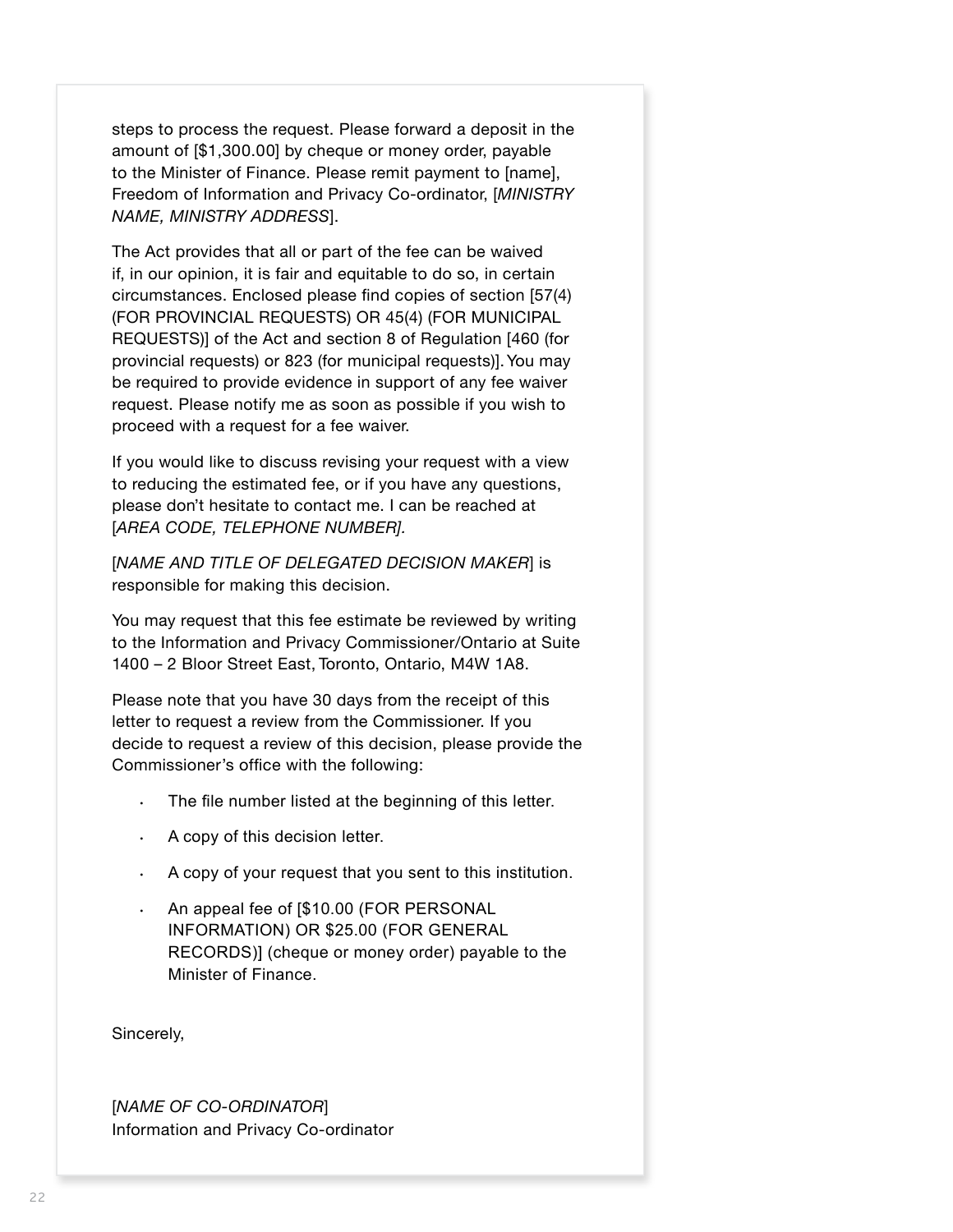steps to process the request. Please forward a deposit in the amount of [$1,300.00] by cheque or money order, payable to the Minister of Finance. Please remit payment to [name], Freedom of Information and Privacy Co-ordinator, [*MINISTRY NAME, MINISTRY ADDRESS*].

The Act provides that all or part of the fee can be waived if, in our opinion, it is fair and equitable to do so, in certain circumstances. Enclosed please find copies of section [57(4) (FOR PROVINCIAL REQUESTS) OR 45(4) (FOR MUNICIPAL REQUESTS)] of the Act and section 8 of Regulation [460 (for provincial requests) or 823 (for municipal requests)]. You may be required to provide evidence in support of any fee waiver request. Please notify me as soon as possible if you wish to proceed with a request for a fee waiver.

If you would like to discuss revising your request with a view to reducing the estimated fee, or if you have any questions, please don't hesitate to contact me. I can be reached at [*AREA CODE, TELEPHONE NUMBER].*

[*NAME AND TITLE OF DELEGATED DECISION MAKER*] is responsible for making this decision.

You may request that this fee estimate be reviewed by writing to the Information and Privacy Commissioner/Ontario at Suite 1400 – 2 Bloor Street East, Toronto, Ontario, M4W 1A8.

Please note that you have 30 days from the receipt of this letter to request a review from the Commissioner. If you decide to request a review of this decision, please provide the Commissioner's office with the following:

- The file number listed at the beginning of this letter.
- A copy of this decision letter.
- A copy of your request that you sent to this institution.
- An appeal fee of [$10.00 (FOR PERSONAL INFORMATION) OR $25.00 (FOR GENERAL RECORDS)] (cheque or money order) payable to the Minister of Finance.

Sincerely,

[*NAME OF CO-ORDINATOR*]
Information and Privacy Co-ordinator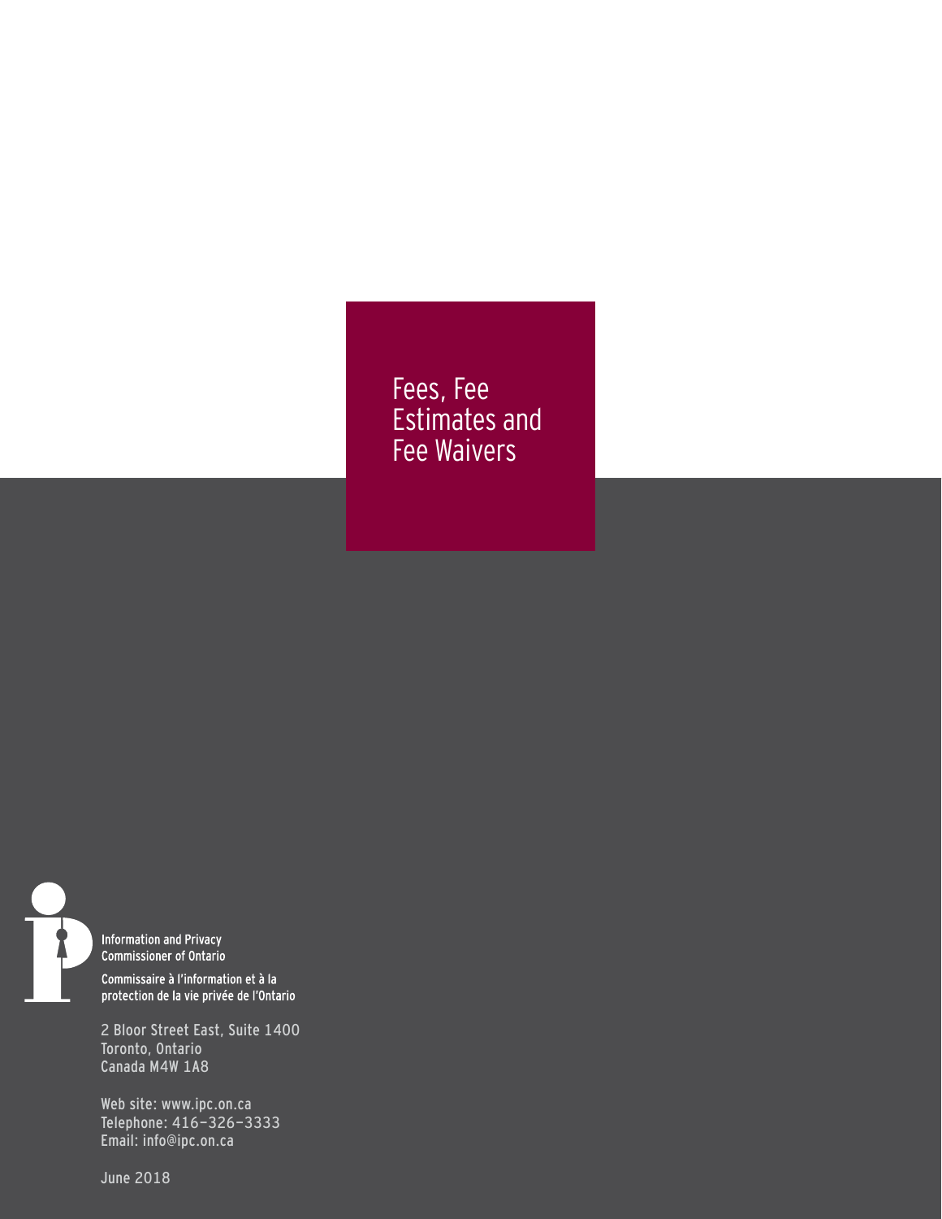# Fees, Fee Estimates and Fee Waivers

Information and Privacy Commissioner of Ontario

Commissaire à l'information et à la protection de la vie privée de l'Ontario

2 Bloor Street East, Suite 1400
Toronto, Ontario
Canada M4W 1A8

Web site: www.ipc.on.ca
Telephone: 416-326-3333
Email: info@ipc.on.ca

June 2018